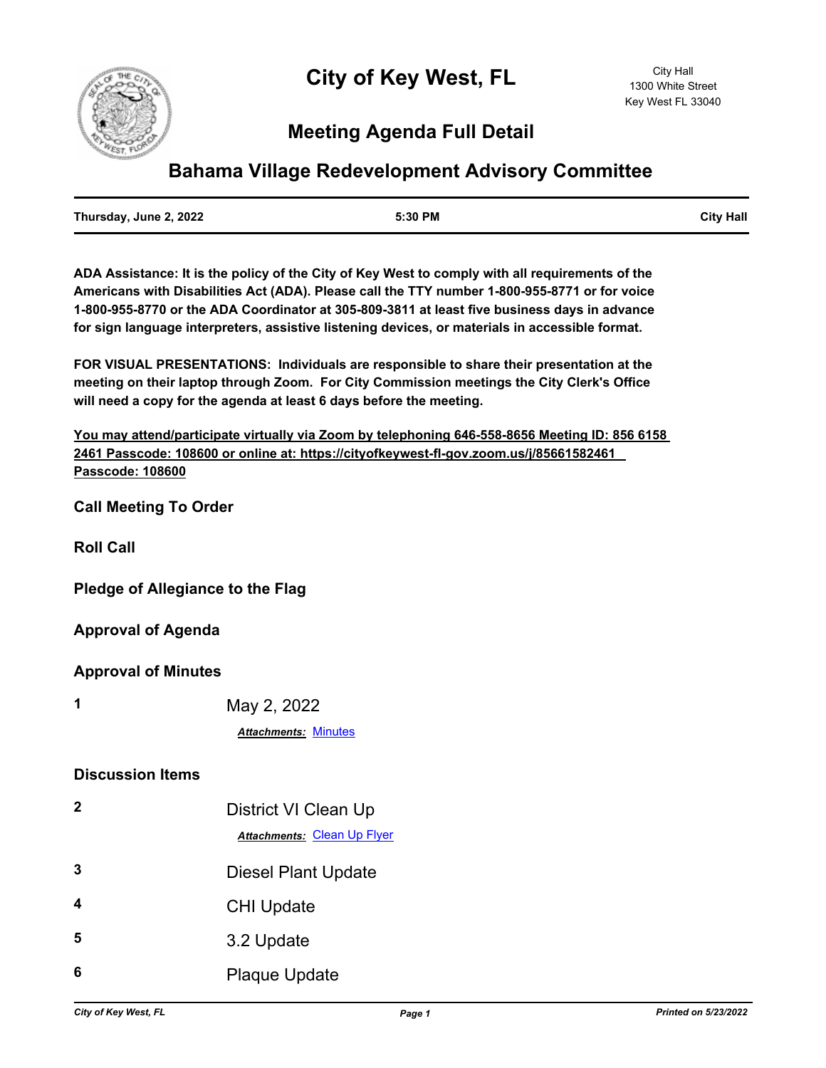# City of Key West, FL

City Hall
1300 White Street
Key West FL 33040

## Meeting Agenda Full Detail

## Bahama Village Redevelopment Advisory Committee

| Thursday, June 2, 2022 | 5:30 PM | City Hall |
|---|---|---|

**ADA Assistance: It is the policy of the City of Key West to comply with all requirements of the Americans with Disabilities Act (ADA). Please call the TTY number 1-800-955-8771 or for voice 1-800-955-8770 or the ADA Coordinator at 305-809-3811 at least five business days in advance for sign language interpreters, assistive listening devices, or materials in accessible format.**

**FOR VISUAL PRESENTATIONS: Individuals are responsible to share their presentation at the meeting on their laptop through Zoom. For City Commission meetings the City Clerk's Office will need a copy for the agenda at least 6 days before the meeting.**

**You may attend/participate virtually via Zoom by telephoning 646-558-8656 Meeting ID: 856 6158 2461 Passcode: 108600 or online at: https://cityofkeywest-fl-gov.zoom.us/j/85661582461 Passcode: 108600**

### Call Meeting To Order

### Roll Call

### Pledge of Allegiance to the Flag

### Approval of Agenda

### Approval of Minutes

**1** May 2, 2022

***Attachments:*** Minutes

### Discussion Items

**2** District VI Clean Up

***Attachments:*** Clean Up Flyer

**3** Diesel Plant Update

**4** CHI Update

**5** 3.2 Update

**6** Plaque Update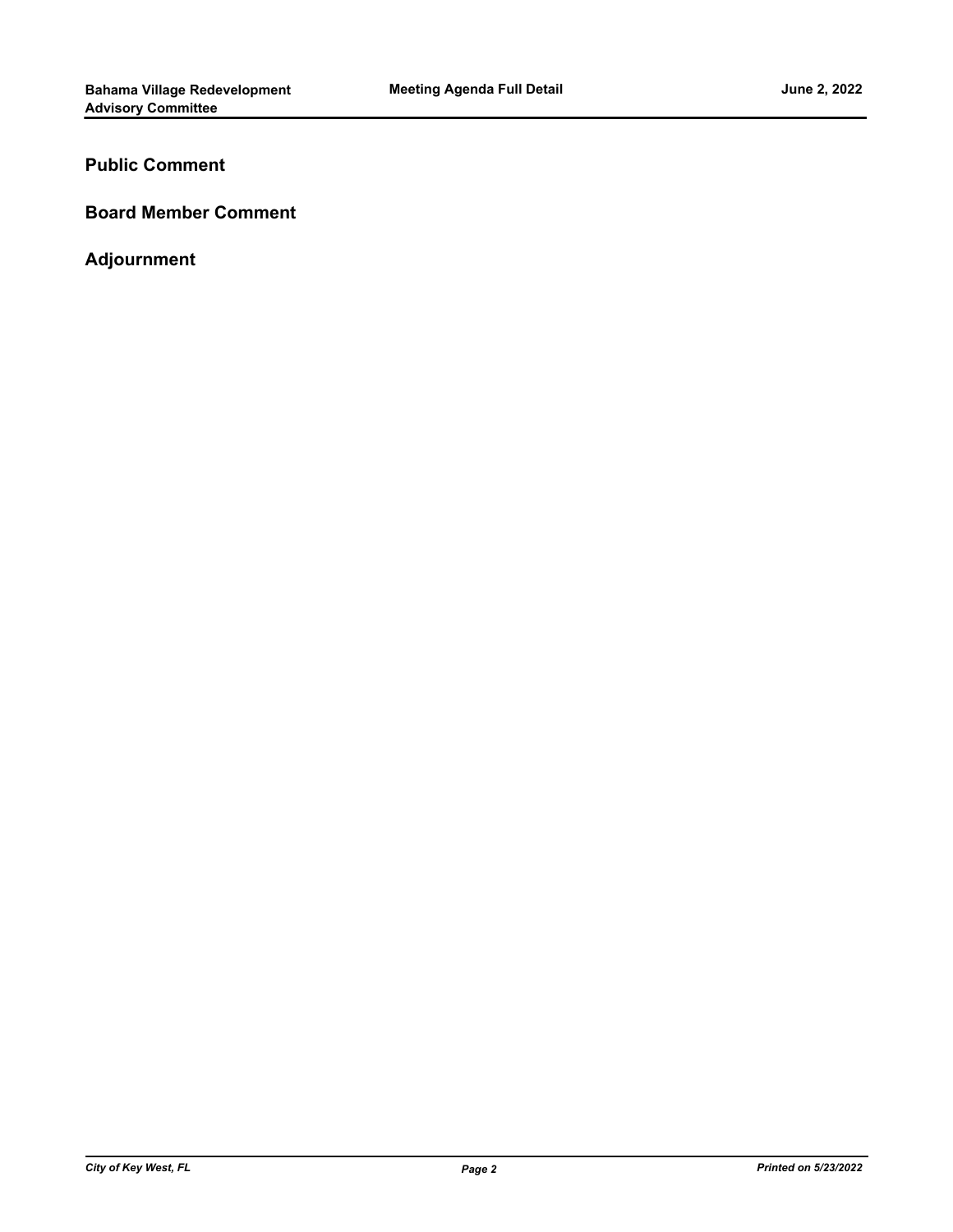## Public Comment

## Board Member Comment

## Adjournment